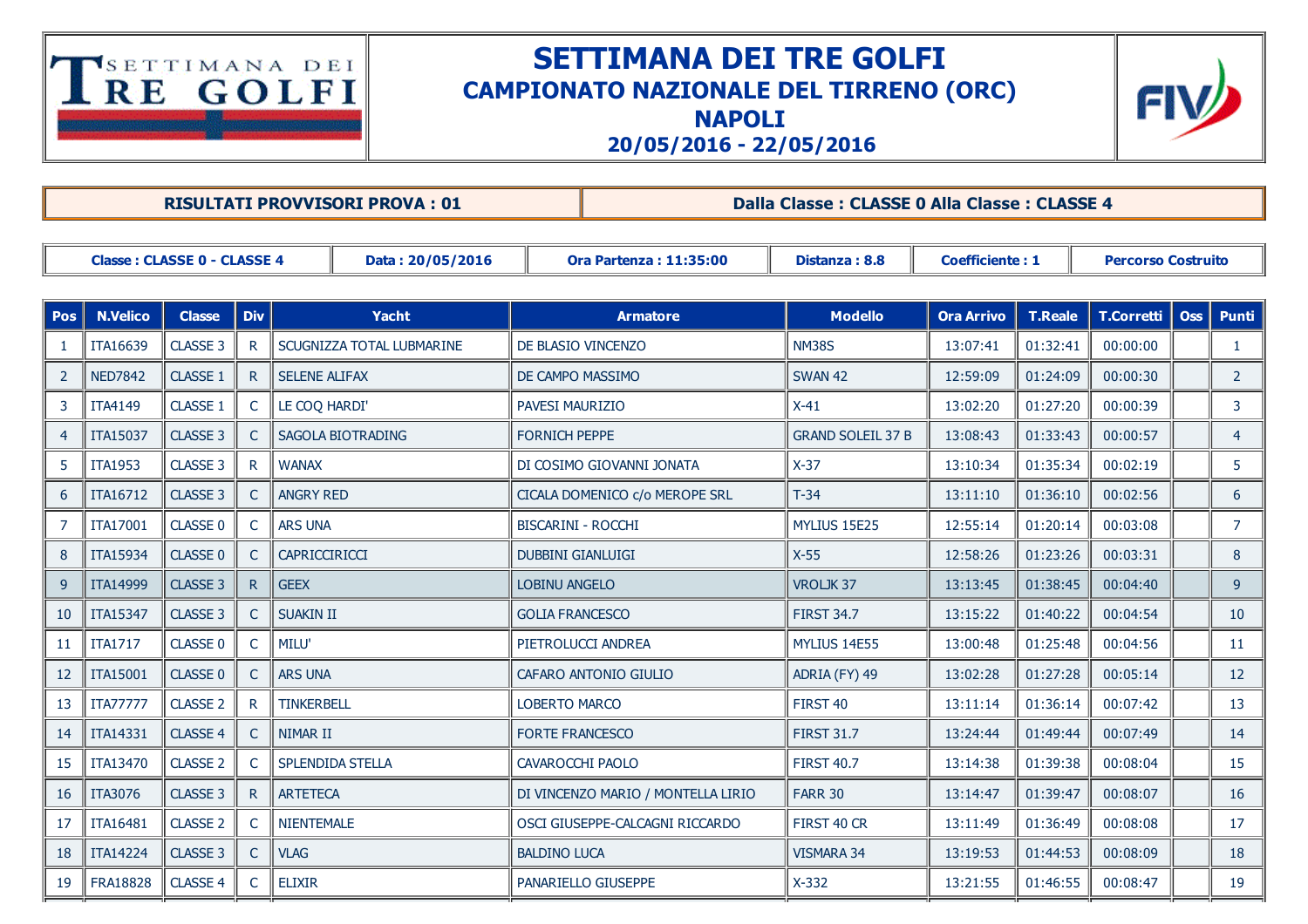# SETTIMANA DEI TRE GOLFI

## CAMPIONATO NAZIONALE DEL TIRRENO (ORC)

## NAPOLI

## 20/05/2016 - 22/05/2016

| RISULTATI PROVVISORI PROVA : 01 | Dalla Classe : CLASSE 0 Alla Classe : CLASSE 4 |
|---|---|

| Classe : CLASSE 0 - CLASSE 4 | Data : 20/05/2016 | Ora Partenza : 11:35:00 | Distanza : 8.8 | Coefficiente : 1 | Percorso Costruito |
|---|---|---|---|---|---|

| Pos | N.Velico | Classe | Div | Yacht | Armatore | Modello | Ora Arrivo | T.Reale | T.Corretti | Oss | Punti |
|---|---|---|---|---|---|---|---|---|---|---|---|
| 1 | ITA16639 | CLASSE 3 | R | SCUGNIZZA TOTAL LUBMARINE | DE BLASIO VINCENZO | NM38S | 13:07:41 | 01:32:41 | 00:00:00 | | 1 |
| 2 | NED7842 | CLASSE 1 | R | SELENE ALIFAX | DE CAMPO MASSIMO | SWAN 42 | 12:59:09 | 01:24:09 | 00:00:30 | | 2 |
| 3 | ITA4149 | CLASSE 1 | C | LE COQ HARDI' | PAVESI MAURIZIO | X-41 | 13:02:20 | 01:27:20 | 00:00:39 | | 3 |
| 4 | ITA15037 | CLASSE 3 | C | SAGOLA BIOTRADING | FORNICH PEPPE | GRAND SOLEIL 37 B | 13:08:43 | 01:33:43 | 00:00:57 | | 4 |
| 5 | ITA1953 | CLASSE 3 | R | WANAX | DI COSIMO GIOVANNI JONATA | X-37 | 13:10:34 | 01:35:34 | 00:02:19 | | 5 |
| 6 | ITA16712 | CLASSE 3 | C | ANGRY RED | CICALA DOMENICO c/o MEROPE SRL | T-34 | 13:11:10 | 01:36:10 | 00:02:56 | | 6 |
| 7 | ITA17001 | CLASSE 0 | C | ARS UNA | BISCARINI - ROCCHI | MYLIUS 15E25 | 12:55:14 | 01:20:14 | 00:03:08 | | 7 |
| 8 | ITA15934 | CLASSE 0 | C | CAPRICCIRICCI | DUBBINI GIANLUIGI | X-55 | 12:58:26 | 01:23:26 | 00:03:31 | | 8 |
| 9 | ITA14999 | CLASSE 3 | R | GEEX | LOBINU ANGELO | VROLJK 37 | 13:13:45 | 01:38:45 | 00:04:40 | | 9 |
| 10 | ITA15347 | CLASSE 3 | C | SUAKIN II | GOLIA FRANCESCO | FIRST 34.7 | 13:15:22 | 01:40:22 | 00:04:54 | | 10 |
| 11 | ITA1717 | CLASSE 0 | C | MILU' | PIETROLUCCI ANDREA | MYLIUS 14E55 | 13:00:48 | 01:25:48 | 00:04:56 | | 11 |
| 12 | ITA15001 | CLASSE 0 | C | ARS UNA | CAFARO ANTONIO GIULIO | ADRIA (FY) 49 | 13:02:28 | 01:27:28 | 00:05:14 | | 12 |
| 13 | ITA77777 | CLASSE 2 | R | TINKERBELL | LOBERTO MARCO | FIRST 40 | 13:11:14 | 01:36:14 | 00:07:42 | | 13 |
| 14 | ITA14331 | CLASSE 4 | C | NIMAR II | FORTE FRANCESCO | FIRST 31.7 | 13:24:44 | 01:49:44 | 00:07:49 | | 14 |
| 15 | ITA13470 | CLASSE 2 | C | SPLENDIDA STELLA | CAVAROCCHI PAOLO | FIRST 40.7 | 13:14:38 | 01:39:38 | 00:08:04 | | 15 |
| 16 | ITA3076 | CLASSE 3 | R | ARTETECA | DI VINCENZO MARIO / MONTELLA LIRIO | FARR 30 | 13:14:47 | 01:39:47 | 00:08:07 | | 16 |
| 17 | ITA16481 | CLASSE 2 | C | NIENTEMALE | OSCI GIUSEPPE-CALCAGNI RICCARDO | FIRST 40 CR | 13:11:49 | 01:36:49 | 00:08:08 | | 17 |
| 18 | ITA14224 | CLASSE 3 | C | VLAG | BALDINO LUCA | VISMARA 34 | 13:19:53 | 01:44:53 | 00:08:09 | | 18 |
| 19 | FRA18828 | CLASSE 4 | C | ELIXIR | PANARIELLO GIUSEPPE | X-332 | 13:21:55 | 01:46:55 | 00:08:47 | | 19 |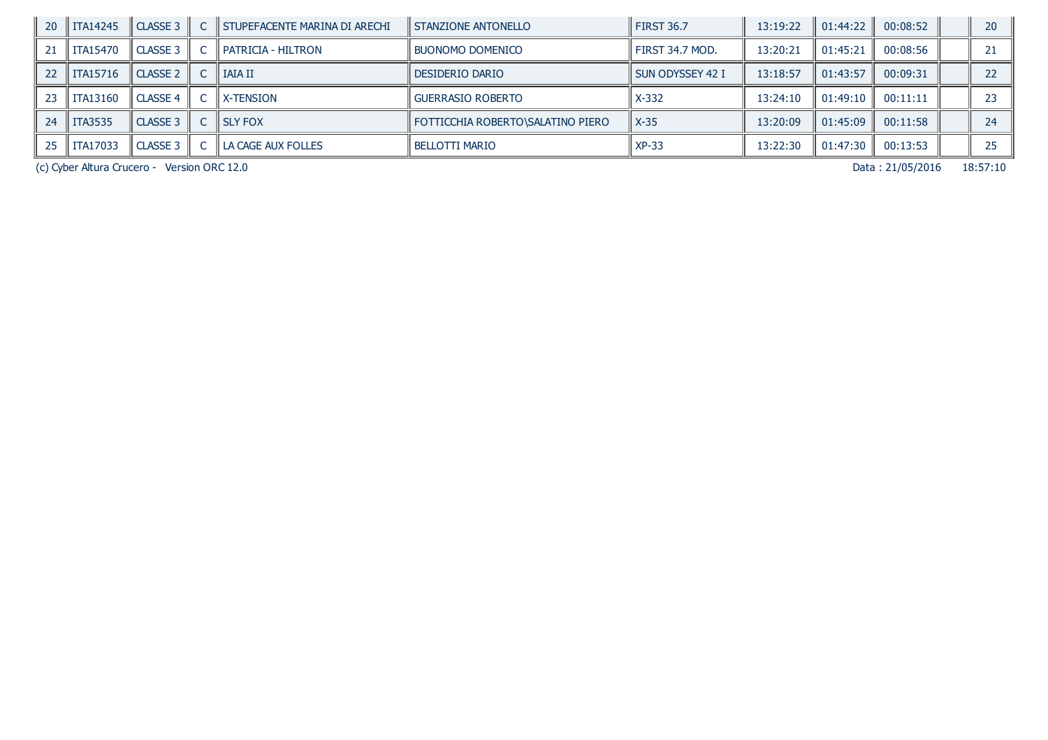| | | | | | | | | | | | |
|---|---|---|---|---|---|---|---|---|---|---|---|
| 20 | ITA14245 | CLASSE 3 | C | STUPEFACENTE MARINA DI ARECHI | STANZIONE ANTONELLO | FIRST 36.7 | 13:19:22 | 01:44:22 | 00:08:52 | | 20 |
| 21 | ITA15470 | CLASSE 3 | C | PATRICIA - HILTRON | BUONOMO DOMENICO | FIRST 34.7 MOD. | 13:20:21 | 01:45:21 | 00:08:56 | | 21 |
| 22 | ITA15716 | CLASSE 2 | C | IAIA II | DESIDERIO DARIO | SUN ODYSSEY 42 I | 13:18:57 | 01:43:57 | 00:09:31 | | 22 |
| 23 | ITA13160 | CLASSE 4 | C | X-TENSION | GUERRASIO ROBERTO | X-332 | 13:24:10 | 01:49:10 | 00:11:11 | | 23 |
| 24 | ITA3535 | CLASSE 3 | C | SLY FOX | FOTTICCHIA ROBERTO\SALATINO PIERO | X-35 | 13:20:09 | 01:45:09 | 00:11:58 | | 24 |
| 25 | ITA17033 | CLASSE 3 | C | LA CAGE AUX FOLLES | BELLOTTI MARIO | XP-33 | 13:22:30 | 01:47:30 | 00:13:53 | | 25 |

(c) Cyber Altura Crucero - Version ORC 12.0 Data : 21/05/2016 18:57:10